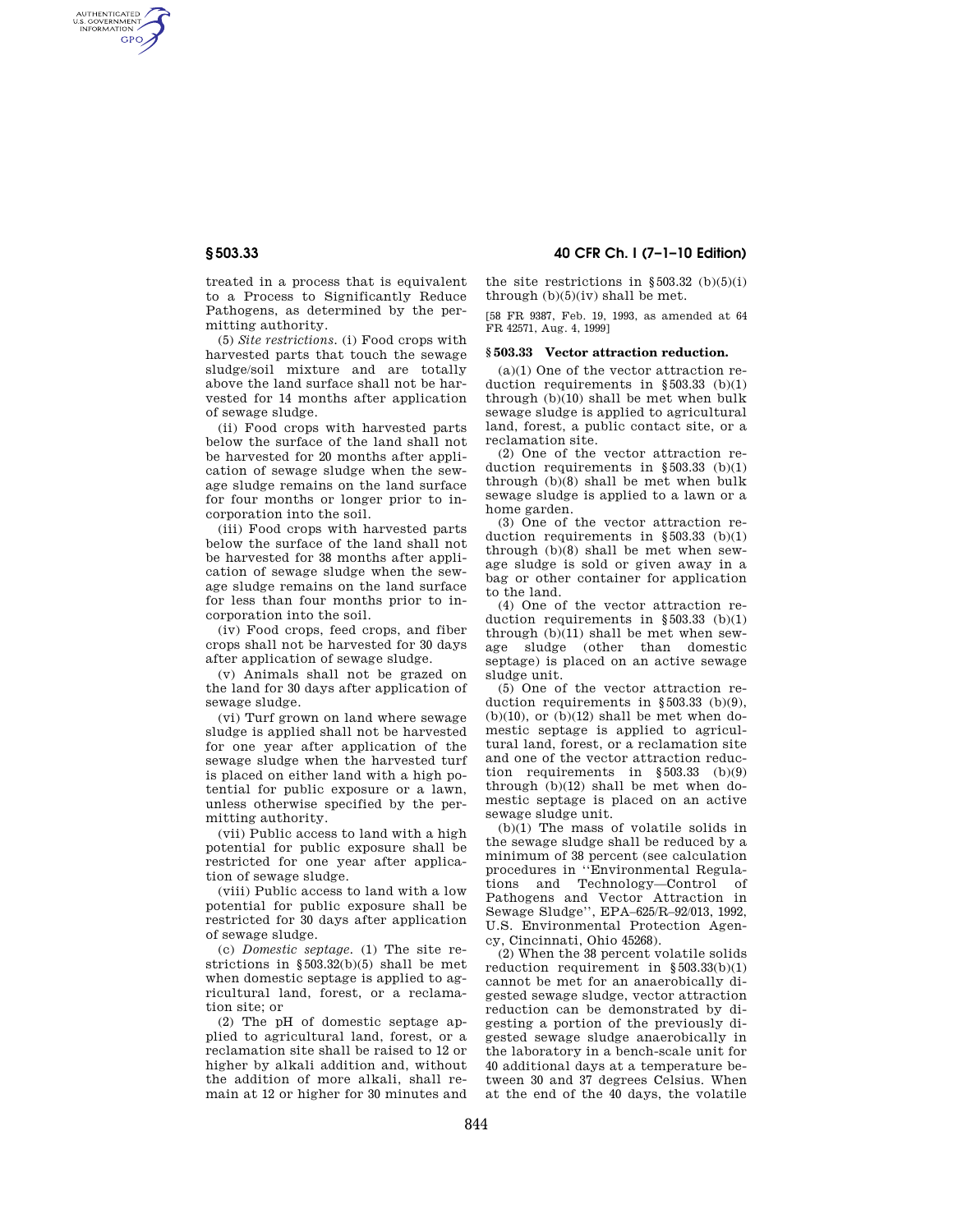treated in a process that is equivalent to a Process to Significantly Reduce Pathogens, as determined by the permitting authority.

(5) *Site restrictions.* (i) Food crops with harvested parts that touch the sewage sludge/soil mixture and are totally above the land surface shall not be harvested for 14 months after application of sewage sludge.

(ii) Food crops with harvested parts below the surface of the land shall not be harvested for 20 months after application of sewage sludge when the sewage sludge remains on the land surface for four months or longer prior to incorporation into the soil.

(iii) Food crops with harvested parts below the surface of the land shall not be harvested for 38 months after application of sewage sludge when the sewage sludge remains on the land surface for less than four months prior to incorporation into the soil.

(iv) Food crops, feed crops, and fiber crops shall not be harvested for 30 days after application of sewage sludge.

(v) Animals shall not be grazed on the land for 30 days after application of sewage sludge.

(vi) Turf grown on land where sewage sludge is applied shall not be harvested for one year after application of the sewage sludge when the harvested turf is placed on either land with a high potential for public exposure or a lawn, unless otherwise specified by the permitting authority.

(vii) Public access to land with a high potential for public exposure shall be restricted for one year after application of sewage sludge.

(viii) Public access to land with a low potential for public exposure shall be restricted for 30 days after application of sewage sludge.

(c) *Domestic septage.* (1) The site restrictions in §503.32(b)(5) shall be met when domestic septage is applied to agricultural land, forest, or a reclamation site; or

(2) The pH of domestic septage applied to agricultural land, forest, or a reclamation site shall be raised to 12 or higher by alkali addition and, without the addition of more alkali, shall remain at 12 or higher for 30 minutes and the site restrictions in §503.32 (b)(5)(i) through (b)(5)(iv) shall be met.

[58 FR 9387, Feb. 19, 1993, as amended at 64 FR 42571, Aug. 4, 1999]

## §503.33 Vector attraction reduction.

(a)(1) One of the vector attraction reduction requirements in §503.33 (b)(1) through (b)(10) shall be met when bulk sewage sludge is applied to agricultural land, forest, a public contact site, or a reclamation site.

(2) One of the vector attraction reduction requirements in §503.33 (b)(1) through (b)(8) shall be met when bulk sewage sludge is applied to a lawn or a home garden.

(3) One of the vector attraction reduction requirements in §503.33 (b)(1) through (b)(8) shall be met when sewage sludge is sold or given away in a bag or other container for application to the land.

(4) One of the vector attraction reduction requirements in §503.33 (b)(1) through (b)(11) shall be met when sewage sludge (other than domestic septage) is placed on an active sewage sludge unit.

(5) One of the vector attraction reduction requirements in §503.33 (b)(9), (b)(10), or (b)(12) shall be met when domestic septage is applied to agricultural land, forest, or a reclamation site and one of the vector attraction reduction requirements in §503.33 (b)(9) through (b)(12) shall be met when domestic septage is placed on an active sewage sludge unit.

(b)(1) The mass of volatile solids in the sewage sludge shall be reduced by a minimum of 38 percent (see calculation procedures in ''Environmental Regulations and Technology—Control of Pathogens and Vector Attraction in Sewage Sludge'', EPA–625/R–92/013, 1992, U.S. Environmental Protection Agency, Cincinnati, Ohio 45268).

(2) When the 38 percent volatile solids reduction requirement in §503.33(b)(1) cannot be met for an anaerobically digested sewage sludge, vector attraction reduction can be demonstrated by digesting a portion of the previously digested sewage sludge anaerobically in the laboratory in a bench-scale unit for 40 additional days at a temperature between 30 and 37 degrees Celsius. When at the end of the 40 days, the volatile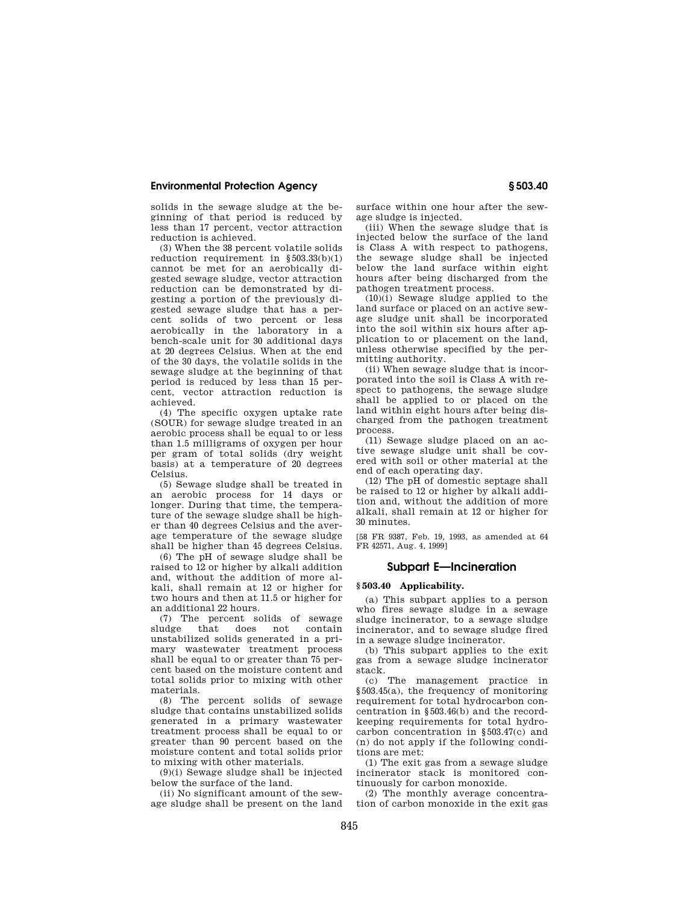solids in the sewage sludge at the beginning of that period is reduced by less than 17 percent, vector attraction reduction is achieved.

(3) When the 38 percent volatile solids reduction requirement in §503.33(b)(1) cannot be met for an aerobically digested sewage sludge, vector attraction reduction can be demonstrated by digesting a portion of the previously digested sewage sludge that has a percent solids of two percent or less aerobically in the laboratory in a bench-scale unit for 30 additional days at 20 degrees Celsius. When at the end of the 30 days, the volatile solids in the sewage sludge at the beginning of that period is reduced by less than 15 percent, vector attraction reduction is achieved.

(4) The specific oxygen uptake rate (SOUR) for sewage sludge treated in an aerobic process shall be equal to or less than 1.5 milligrams of oxygen per hour per gram of total solids (dry weight basis) at a temperature of 20 degrees Celsius.

(5) Sewage sludge shall be treated in an aerobic process for 14 days or longer. During that time, the temperature of the sewage sludge shall be higher than 40 degrees Celsius and the average temperature of the sewage sludge shall be higher than 45 degrees Celsius.

(6) The pH of sewage sludge shall be raised to 12 or higher by alkali addition and, without the addition of more alkali, shall remain at 12 or higher for two hours and then at 11.5 or higher for an additional 22 hours.

(7) The percent solids of sewage sludge that does not contain unstabilized solids generated in a primary wastewater treatment process shall be equal to or greater than 75 percent based on the moisture content and total solids prior to mixing with other materials.

(8) The percent solids of sewage sludge that contains unstabilized solids generated in a primary wastewater treatment process shall be equal to or greater than 90 percent based on the moisture content and total solids prior to mixing with other materials.

(9)(i) Sewage sludge shall be injected below the surface of the land.

(ii) No significant amount of the sewage sludge shall be present on the land surface within one hour after the sewage sludge is injected.

(iii) When the sewage sludge that is injected below the surface of the land is Class A with respect to pathogens, the sewage sludge shall be injected below the land surface within eight hours after being discharged from the pathogen treatment process.

(10)(i) Sewage sludge applied to the land surface or placed on an active sewage sludge unit shall be incorporated into the soil within six hours after application to or placement on the land, unless otherwise specified by the permitting authority.

(ii) When sewage sludge that is incorporated into the soil is Class A with respect to pathogens, the sewage sludge shall be applied to or placed on the land within eight hours after being discharged from the pathogen treatment process.

(11) Sewage sludge placed on an active sewage sludge unit shall be covered with soil or other material at the end of each operating day.

(12) The pH of domestic septage shall be raised to 12 or higher by alkali addition and, without the addition of more alkali, shall remain at 12 or higher for 30 minutes.

[58 FR 9387, Feb. 19, 1993, as amended at 64 FR 42571, Aug. 4, 1999]

## Subpart E—Incineration

### §503.40 Applicability.

(a) This subpart applies to a person who fires sewage sludge in a sewage sludge incinerator, to a sewage sludge incinerator, and to sewage sludge fired in a sewage sludge incinerator.

(b) This subpart applies to the exit gas from a sewage sludge incinerator stack.

(c) The management practice in §503.45(a), the frequency of monitoring requirement for total hydrocarbon concentration in §503.46(b) and the recordkeeping requirements for total hydrocarbon concentration in §503.47(c) and (n) do not apply if the following conditions are met:

(1) The exit gas from a sewage sludge incinerator stack is monitored continuously for carbon monoxide.

(2) The monthly average concentration of carbon monoxide in the exit gas